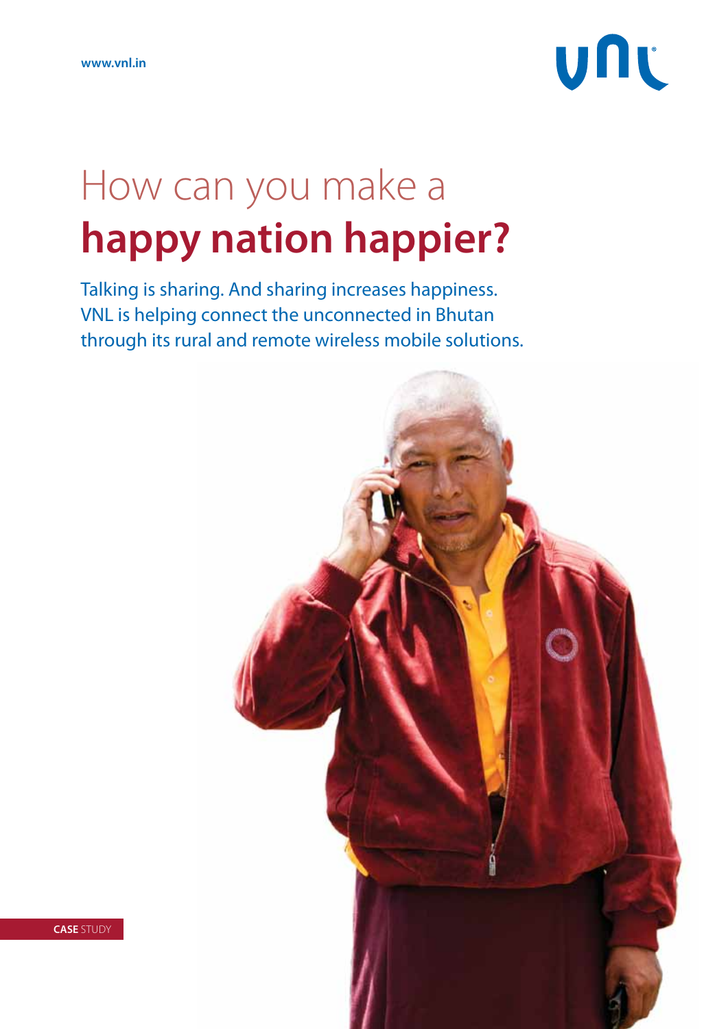www.vnl.in

vnl

# How can you make a **happy nation happier?**

Talking is sharing. And sharing increases happiness. VNL is helping connect the unconnected in Bhutan through its rural and remote wireless mobile solutions.

**CASE** STUDY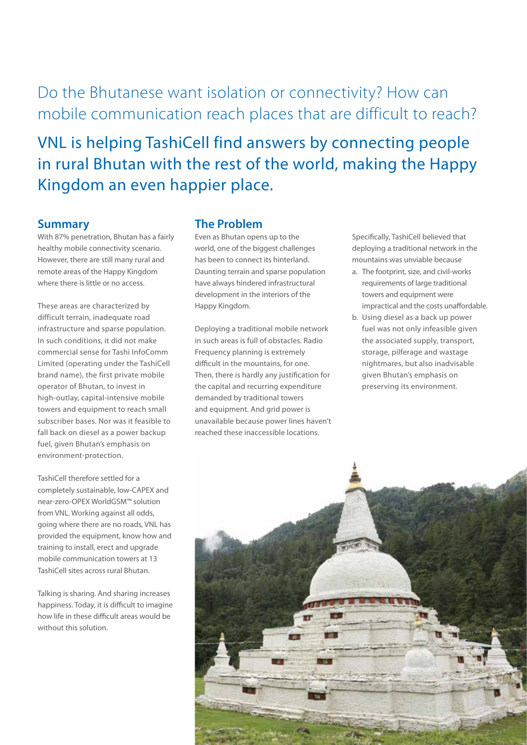Do the Bhutanese want isolation or connectivity? How can mobile communication reach places that are difficult to reach?

VNL is helping TashiCell find answers by connecting people in rural Bhutan with the rest of the world, making the Happy Kingdom an even happier place.

## Summary

With 87% penetration, Bhutan has a fairly healthy mobile connectivity scenario. However, there are still many rural and remote areas of the Happy Kingdom where there is little or no access.

These areas are characterized by difficult terrain, inadequate road infrastructure and sparse population. In such conditions, it did not make commercial sense for Tashi InfoComm Limited (operating under the TashiCell brand name), the first private mobile operator of Bhutan, to invest in high-outlay, capital-intensive mobile towers and equipment to reach small subscriber bases. Nor was it feasible to fall back on diesel as a power backup fuel, given Bhutan's emphasis on environment-protection.

TashiCell therefore settled for a completely sustainable, low-CAPEX and near-zero-OPEX WorldGSM™ solution from VNL. Working against all odds, going where there are no roads, VNL has provided the equipment, know how and training to install, erect and upgrade mobile communication towers at 13 TashiCell sites across rural Bhutan.

Talking is sharing. And sharing increases happiness. Today, it is difficult to imagine how life in these difficult areas would be without this solution.

## The Problem

Even as Bhutan opens up to the world, one of the biggest challenges has been to connect its hinterland. Daunting terrain and sparse population have always hindered infrastructural development in the interiors of the Happy Kingdom.

Deploying a traditional mobile network in such areas is full of obstacles. Radio Frequency planning is extremely difficult in the mountains, for one. Then, there is hardly any justification for the capital and recurring expenditure demanded by traditional towers and equipment. And grid power is unavailable because power lines haven't reached these inaccessible locations.

Specifically, TashiCell believed that deploying a traditional network in the mountains was unviable because

a. The footprint, size, and civil-works requirements of large traditional towers and equipment were impractical and the costs unaffordable.
b. Using diesel as a back up power fuel was not only infeasible given the associated supply, transport, storage, pilferage and wastage nightmares, but also inadvisable given Bhutan's emphasis on preserving its environment.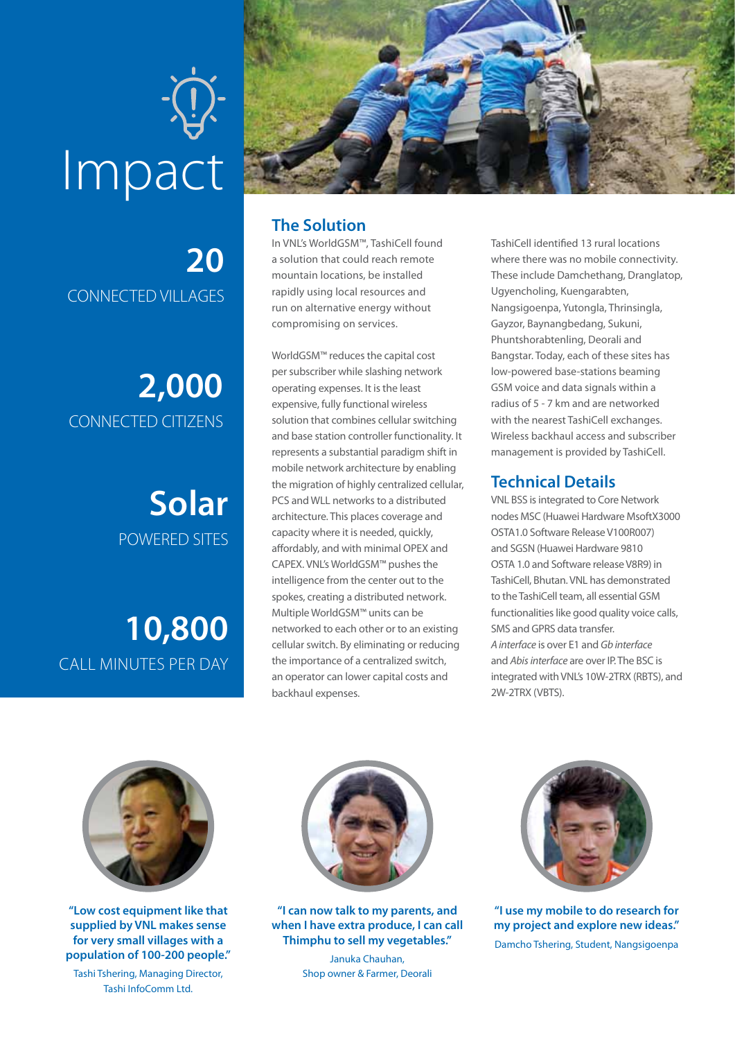# Impact

**20**
CONNECTED VILLAGES

**2,000**
CONNECTED CITIZENS

**Solar**
POWERED SITES

**10,800**
CALL MINUTES PER DAY

## The Solution

In VNL's WorldGSM™, TashiCell found a solution that could reach remote mountain locations, be installed rapidly using local resources and run on alternative energy without compromising on services.

WorldGSM™ reduces the capital cost per subscriber while slashing network operating expenses. It is the least expensive, fully functional wireless solution that combines cellular switching and base station controller functionality. It represents a substantial paradigm shift in mobile network architecture by enabling the migration of highly centralized cellular, PCS and WLL networks to a distributed architecture. This places coverage and capacity where it is needed, quickly, affordably, and with minimal OPEX and CAPEX. VNL's WorldGSM™ pushes the intelligence from the center out to the spokes, creating a distributed network. Multiple WorldGSM™ units can be networked to each other or to an existing cellular switch. By eliminating or reducing the importance of a centralized switch, an operator can lower capital costs and backhaul expenses.

TashiCell identified 13 rural locations where there was no mobile connectivity. These include Damchethang, Dranglatop, Ugyencholing, Kuengarabten, Nangsigoenpa, Yutongla, Thrinsingla, Gayzor, Baynangbedang, Sukuni, Phuntshorabtenling, Deorali and Bangstar. Today, each of these sites has low-powered base-stations beaming GSM voice and data signals within a radius of 5 - 7 km and are networked with the nearest TashiCell exchanges. Wireless backhaul access and subscriber management is provided by TashiCell.

## Technical Details

VNL BSS is integrated to Core Network nodes MSC (Huawei Hardware MsoftX3000 OSTA1.0 Software Release V100R007) and SGSN (Huawei Hardware 9810 OSTA 1.0 and Software release V8R9) in TashiCell, Bhutan. VNL has demonstrated to the TashiCell team, all essential GSM functionalities like good quality voice calls, SMS and GPRS data transfer. *A interface* is over E1 and *Gb interface* and *Abis interface* are over IP. The BSC is integrated with VNL's 10W-2TRX (RBTS), and 2W-2TRX (VBTS).

**"Low cost equipment like that supplied by VNL makes sense for very small villages with a population of 100-200 people."**

Tashi Tshering, Managing Director, Tashi InfoComm Ltd.

**"I can now talk to my parents, and when I have extra produce, I can call Thimphu to sell my vegetables."**

Januka Chauhan, Shop owner & Farmer, Deorali

**"I use my mobile to do research for my project and explore new ideas."**

Damcho Tshering, Student, Nangsigoenpa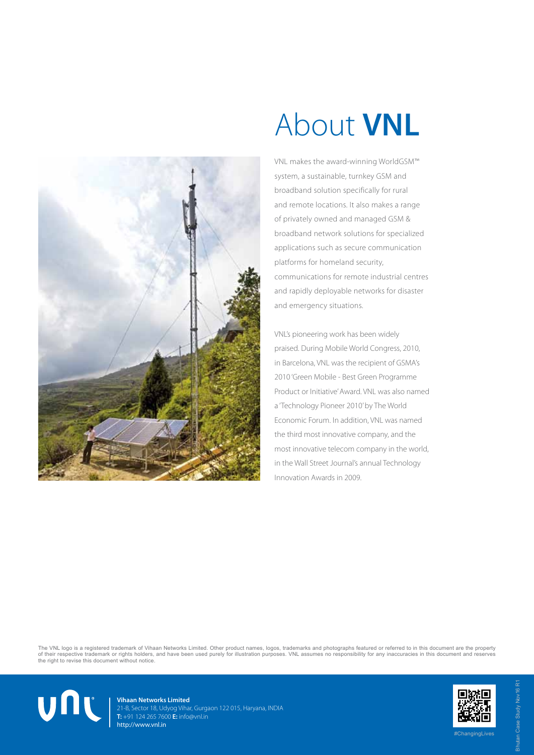# About **VNL**

VNL makes the award-winning WorldGSM™ system, a sustainable, turnkey GSM and broadband solution specifically for rural and remote locations. It also makes a range of privately owned and managed GSM & broadband network solutions for specialized applications such as secure communication platforms for homeland security, communications for remote industrial centres and rapidly deployable networks for disaster and emergency situations.

VNL's pioneering work has been widely praised. During Mobile World Congress, 2010, in Barcelona, VNL was the recipient of GSMA's 2010 'Green Mobile - Best Green Programme Product or Initiative' Award. VNL was also named a 'Technology Pioneer 2010' by The World Economic Forum. In addition, VNL was named the third most innovative company, and the most innovative telecom company in the world, in the Wall Street Journal's annual Technology Innovation Awards in 2009.

The VNL logo is a registered trademark of Vihaan Networks Limited. Other product names, logos, trademarks and photographs featured or referred to in this document are the property of their respective trademark or rights holders, and have been used purely for illustration purposes. VNL assumes no responsibility for any inaccuracies in this document and reserves the right to revise this document without notice.

**Vihaan Networks Limited**
21-B, Sector 18, Udyog Vihar, Gurgaon 122 015, Haryana, INDIA
**T:** +91 124 265 7600 **E:** info@vnl.in
http://www.vnl.in

#ChangingLives

Bhutan Case Study Nov16 R1